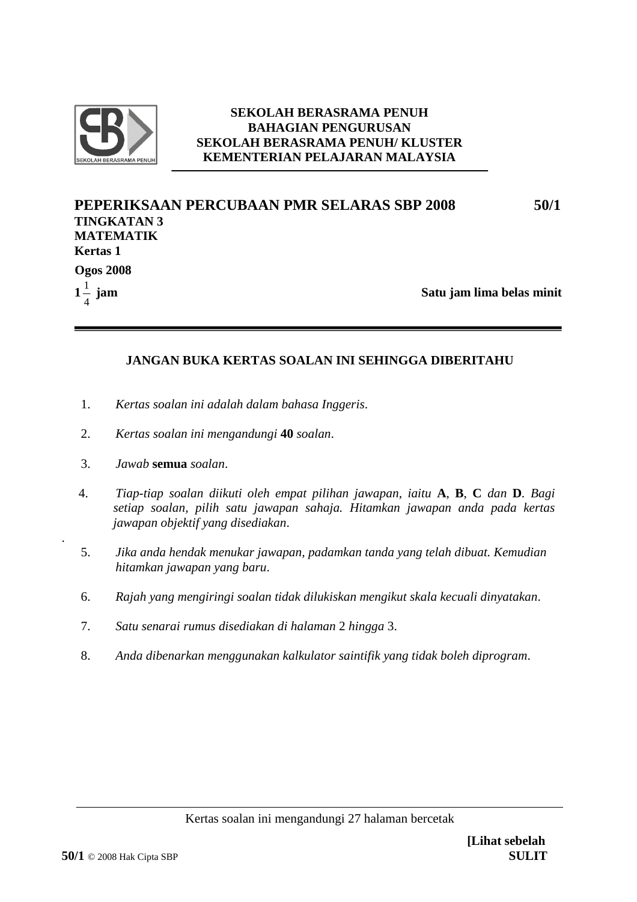**SEKOLAH BERASRAMA PENUH**
**BAHAGIAN PENGURUSAN**
**SEKOLAH BERASRAMA PENUH/ KLUSTER**
**KEMENTERIAN PELAJARAN MALAYSIA**

# PEPERIKSAAN PERCUBAAN PMR SELARAS SBP 2008 — 50/1

**TINGKATAN 3**
**MATEMATIK**
**Kertas 1**

**Ogos 2008**

**$1\frac{1}{4}$ jam** — **Satu jam lima belas minit**

---

**JANGAN BUKA KERTAS SOALAN INI SEHINGGA DIBERITAHU**

1. *Kertas soalan ini adalah dalam bahasa Inggeris.*
2. *Kertas soalan ini mengandungi* **40** *soalan.*
3. *Jawab* **semua** *soalan.*
4. *Tiap-tiap soalan diikuti oleh empat pilihan jawapan, iaitu* **A**, **B**, **C** *dan* **D**. *Bagi setiap soalan, pilih satu jawapan sahaja. Hitamkan jawapan anda pada kertas jawapan objektif yang disediakan.*
5. *Jika anda hendak menukar jawapan, padamkan tanda yang telah dibuat. Kemudian hitamkan jawapan yang baru.*
6. *Rajah yang mengiringi soalan tidak dilukiskan mengikut skala kecuali dinyatakan.*
7. *Satu senarai rumus disediakan di halaman* 2 *hingga* 3.
8. *Anda dibenarkan menggunakan kalkulator saintifik yang tidak boleh diprogram.*

---

Kertas soalan ini mengandungi 27 halaman bercetak

**[Lihat sebelah**
**50/1** © 2008 Hak Cipta SBP **SULIT**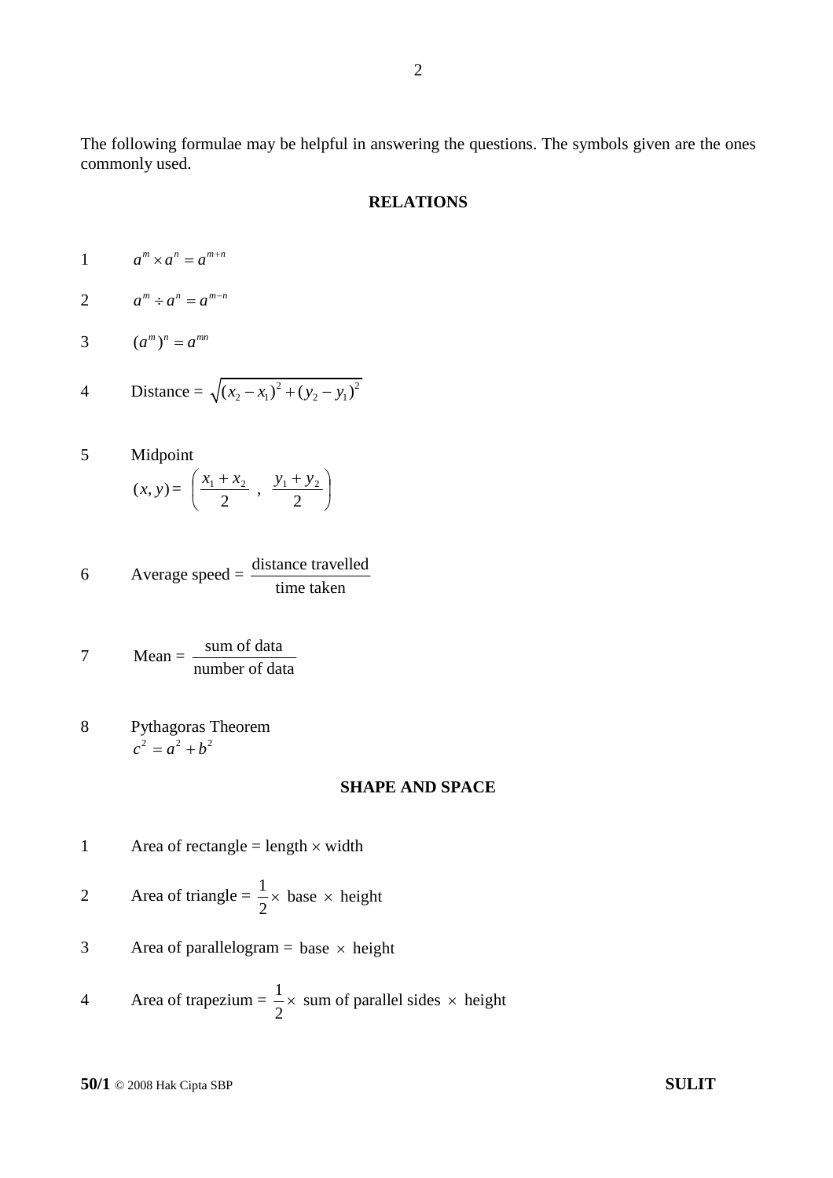The following formulae may be helpful in answering the questions. The symbols given are the ones commonly used.

## RELATIONS

1. $a^m \times a^n = a^{m+n}$

2. $a^m \div a^n = a^{m-n}$

3. $(a^m)^n = a^{mn}$

4. Distance $= \sqrt{(x_2 - x_1)^2 + (y_2 - y_1)^2}$

5. Midpoint
   $(x, y) = \left( \dfrac{x_1 + x_2}{2} \ , \ \dfrac{y_1 + y_2}{2} \right)$

6. Average speed $= \dfrac{\text{distance travelled}}{\text{time taken}}$

7. Mean $= \dfrac{\text{sum of data}}{\text{number of data}}$

8. Pythagoras Theorem
   $c^2 = a^2 + b^2$

## SHAPE AND SPACE

1. Area of rectangle = length $\times$ width

2. Area of triangle $= \dfrac{1}{2} \times$ base $\times$ height

3. Area of parallelogram = base $\times$ height

4. Area of trapezium $= \dfrac{1}{2} \times$ sum of parallel sides $\times$ height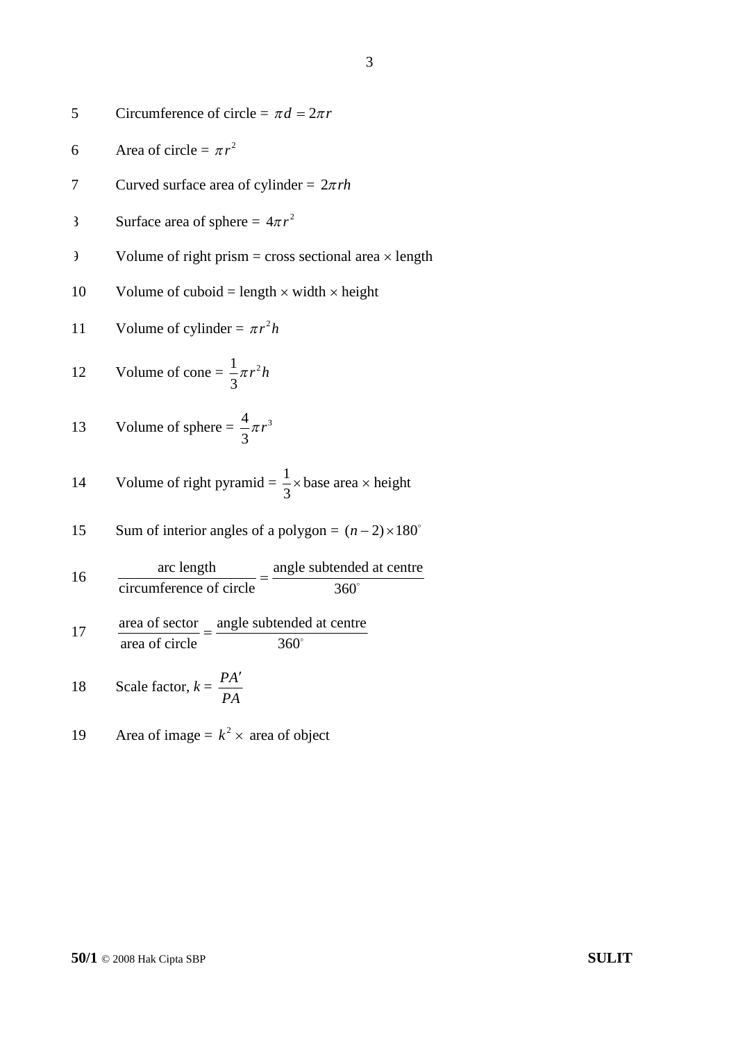5. Circumference of circle = $\pi d = 2\pi r$

6. Area of circle = $\pi r^2$

7. Curved surface area of cylinder = $2\pi rh$

8. Surface area of sphere = $4\pi r^2$

9. Volume of right prism = cross sectional area $\times$ length

10. Volume of cuboid = length $\times$ width $\times$ height

11. Volume of cylinder = $\pi r^2 h$

12. Volume of cone = $\frac{1}{3}\pi r^2 h$

13. Volume of sphere = $\frac{4}{3}\pi r^3$

14. Volume of right pyramid = $\frac{1}{3} \times$ base area $\times$ height

15. Sum of interior angles of a polygon = $(n-2) \times 180^\circ$

16. $\dfrac{\text{arc length}}{\text{circumference of circle}} = \dfrac{\text{angle subtended at centre}}{360^\circ}$

17. $\dfrac{\text{area of sector}}{\text{area of circle}} = \dfrac{\text{angle subtended at centre}}{360^\circ}$

18. Scale factor, $k = \dfrac{PA'}{PA}$

19. Area of image = $k^2 \times$ area of object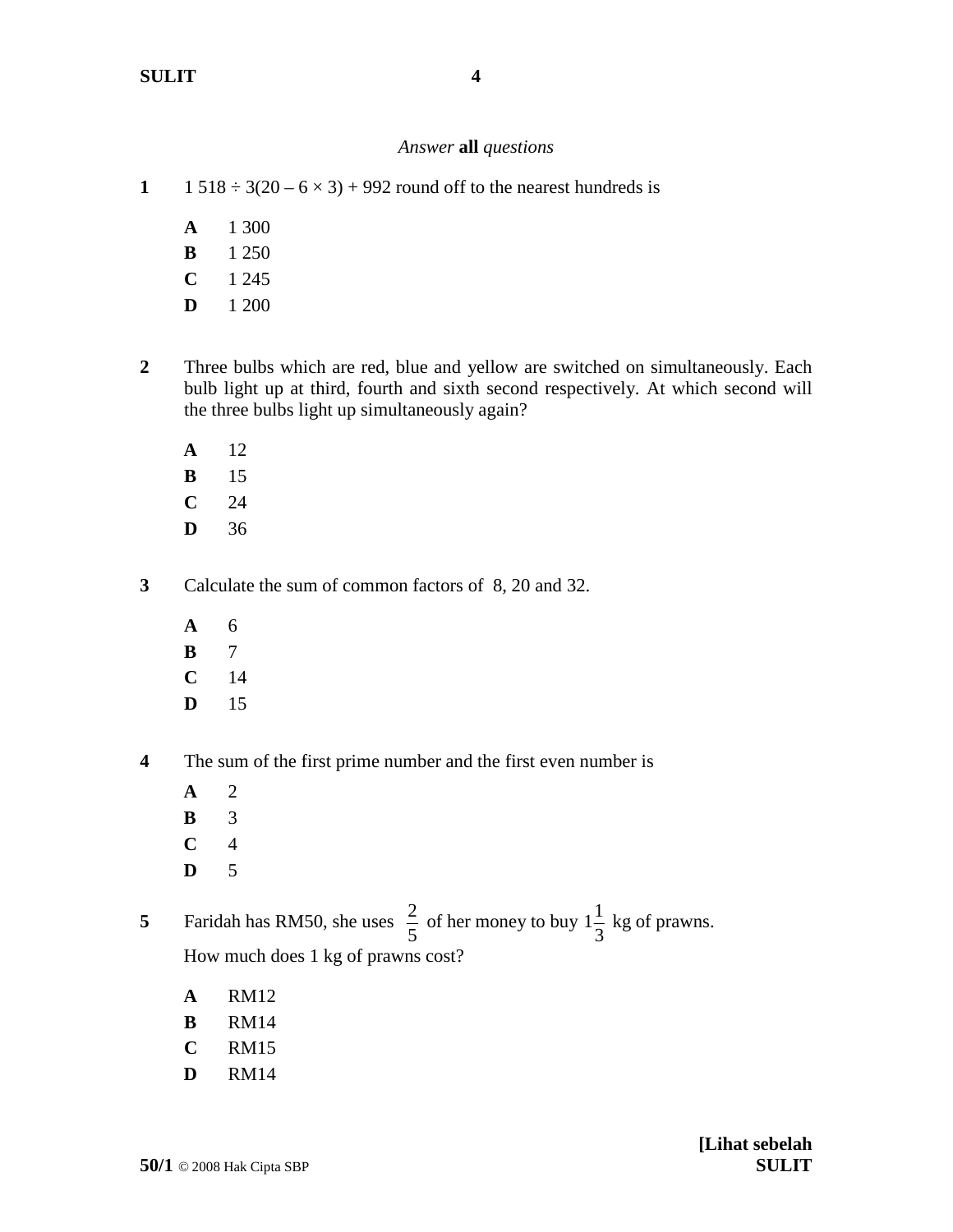*Answer* **all** *questions*

**1** 1 518 ÷ 3(20 – 6 × 3) + 992 round off to the nearest hundreds is

**A** 1 300
**B** 1 250
**C** 1 245
**D** 1 200

**2** Three bulbs which are red, blue and yellow are switched on simultaneously. Each bulb light up at third, fourth and sixth second respectively. At which second will the three bulbs light up simultaneously again?

**A** 12
**B** 15
**C** 24
**D** 36

**3** Calculate the sum of common factors of 8, 20 and 32.

**A** 6
**B** 7
**C** 14
**D** 15

**4** The sum of the first prime number and the first even number is

**A** 2
**B** 3
**C** 4
**D** 5

**5** Faridah has RM50, she uses $\frac{2}{5}$ of her money to buy $1\frac{1}{3}$ kg of prawns.
How much does 1 kg of prawns cost?

**A** RM12
**B** RM14
**C** RM15
**D** RM14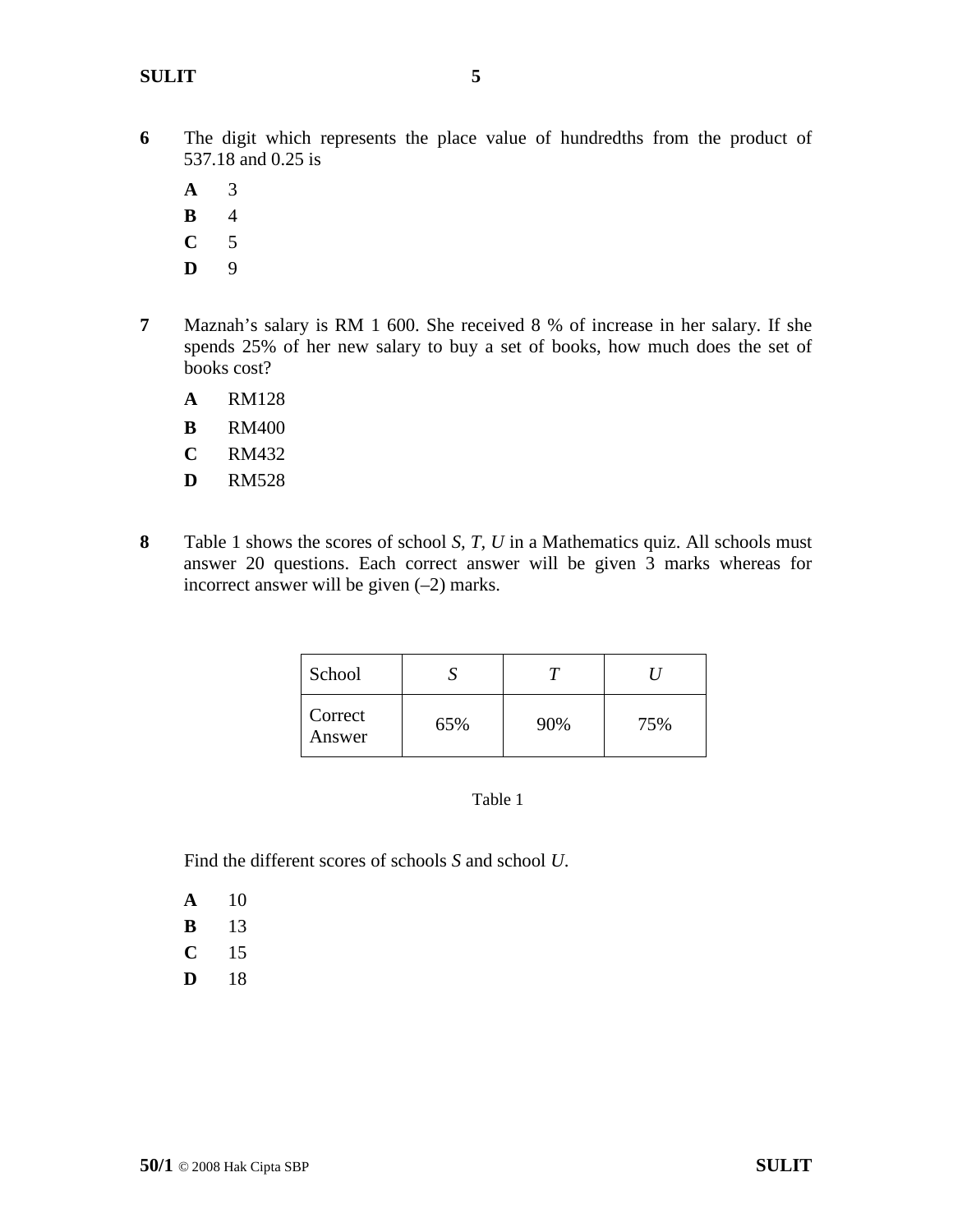**6** The digit which represents the place value of hundredths from the product of 537.18 and 0.25 is

**A** 3
**B** 4
**C** 5
**D** 9

**7** Maznah's salary is RM 1 600. She received 8 % of increase in her salary. If she spends 25% of her new salary to buy a set of books, how much does the set of books cost?

**A** RM128
**B** RM400
**C** RM432
**D** RM528

**8** Table 1 shows the scores of school *S*, *T*, *U* in a Mathematics quiz. All schools must answer 20 questions. Each correct answer will be given 3 marks whereas for incorrect answer will be given (–2) marks.

| School | *S* | *T* | *U* |
|---|---|---|---|
| Correct Answer | 65% | 90% | 75% |

Table 1

Find the different scores of schools *S* and school *U*.

**A** 10
**B** 13
**C** 15
**D** 18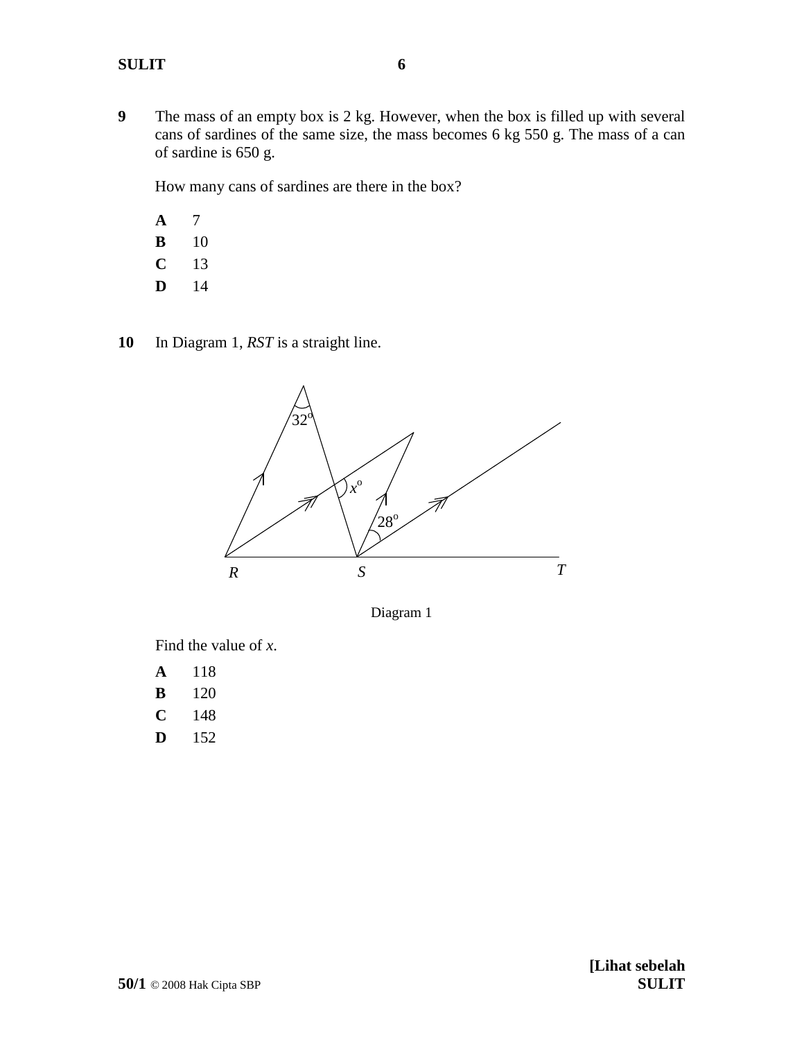**9** The mass of an empty box is 2 kg. However, when the box is filled up with several cans of sardines of the same size, the mass becomes 6 kg 550 g. The mass of a can of sardine is 650 g.

How many cans of sardines are there in the box?

**A** 7
**B** 10
**C** 13
**D** 14

**10** In Diagram 1, *RST* is a straight line.

Diagram 1

Find the value of *x*.

**A** 118
**B** 120
**C** 148
**D** 152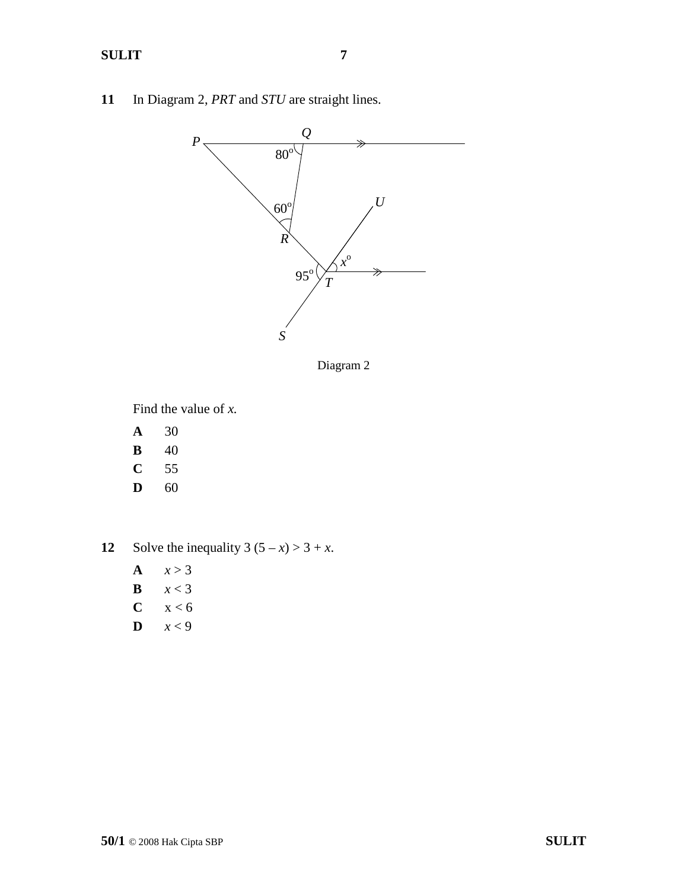**11** In Diagram 2, *PRT* and *STU* are straight lines.

Diagram 2

Find the value of $x$.

**A** 30

**B** 40

**C** 55

**D** 60

**12** Solve the inequality $3(5 - x) > 3 + x$.

**A** $x > 3$

**B** $x < 3$

**C** $x < 6$

**D** $x < 9$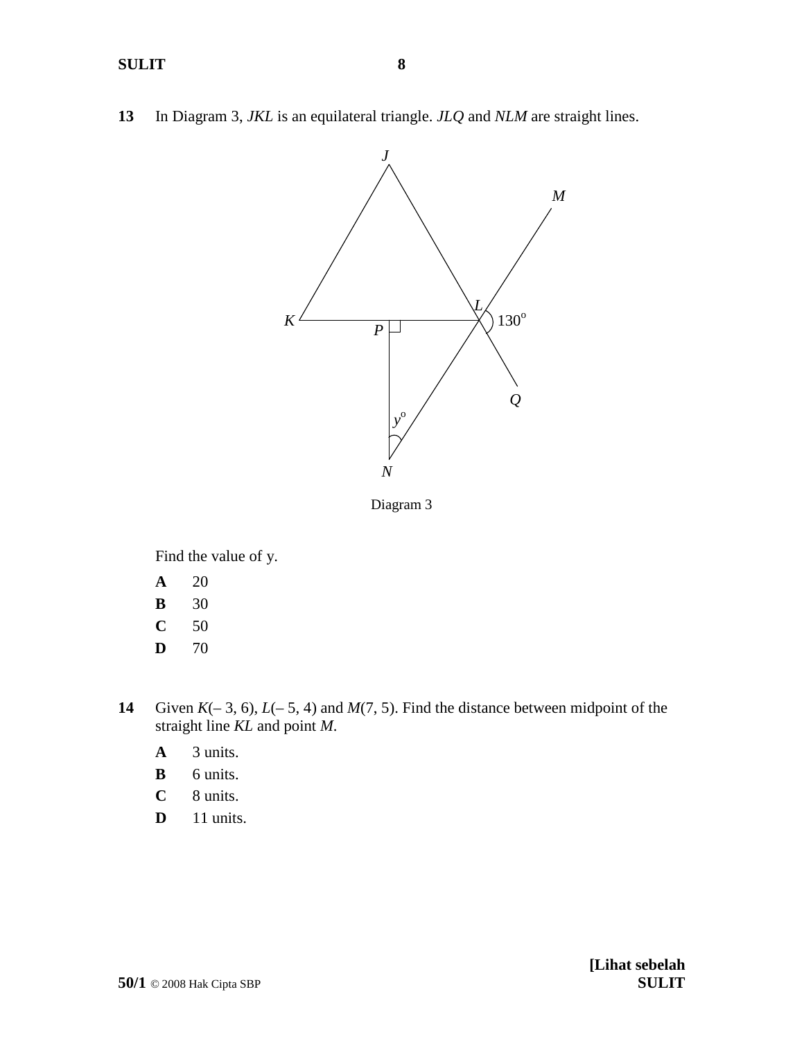**13** In Diagram 3, *JKL* is an equilateral triangle. *JLQ* and *NLM* are straight lines.

Diagram 3

Find the value of y.

**A** 20

**B** 30

**C** 50

**D** 70

**14** Given *K*(– 3, 6), *L*(– 5, 4) and *M*(7, 5). Find the distance between midpoint of the straight line *KL* and point *M*.

**A** 3 units.

**B** 6 units.

**C** 8 units.

**D** 11 units.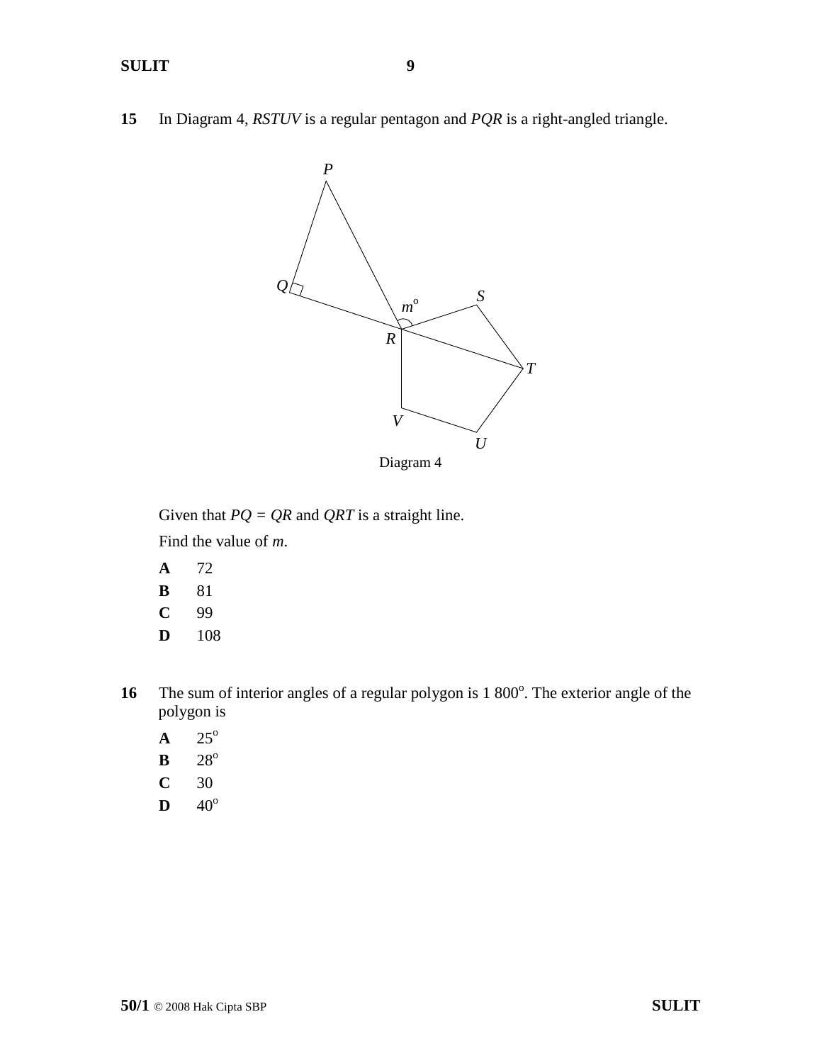**15** In Diagram 4, *RSTUV* is a regular pentagon and *PQR* is a right-angled triangle.

Diagram 4

Given that $PQ = QR$ and $QRT$ is a straight line.

Find the value of $m$.

**A** 72

**B** 81

**C** 99

**D** 108

**16** The sum of interior angles of a regular polygon is $1\,800^{\circ}$. The exterior angle of the polygon is

**A** $25^{\circ}$

**B** $28^{\circ}$

**C** 30

**D** $40^{\circ}$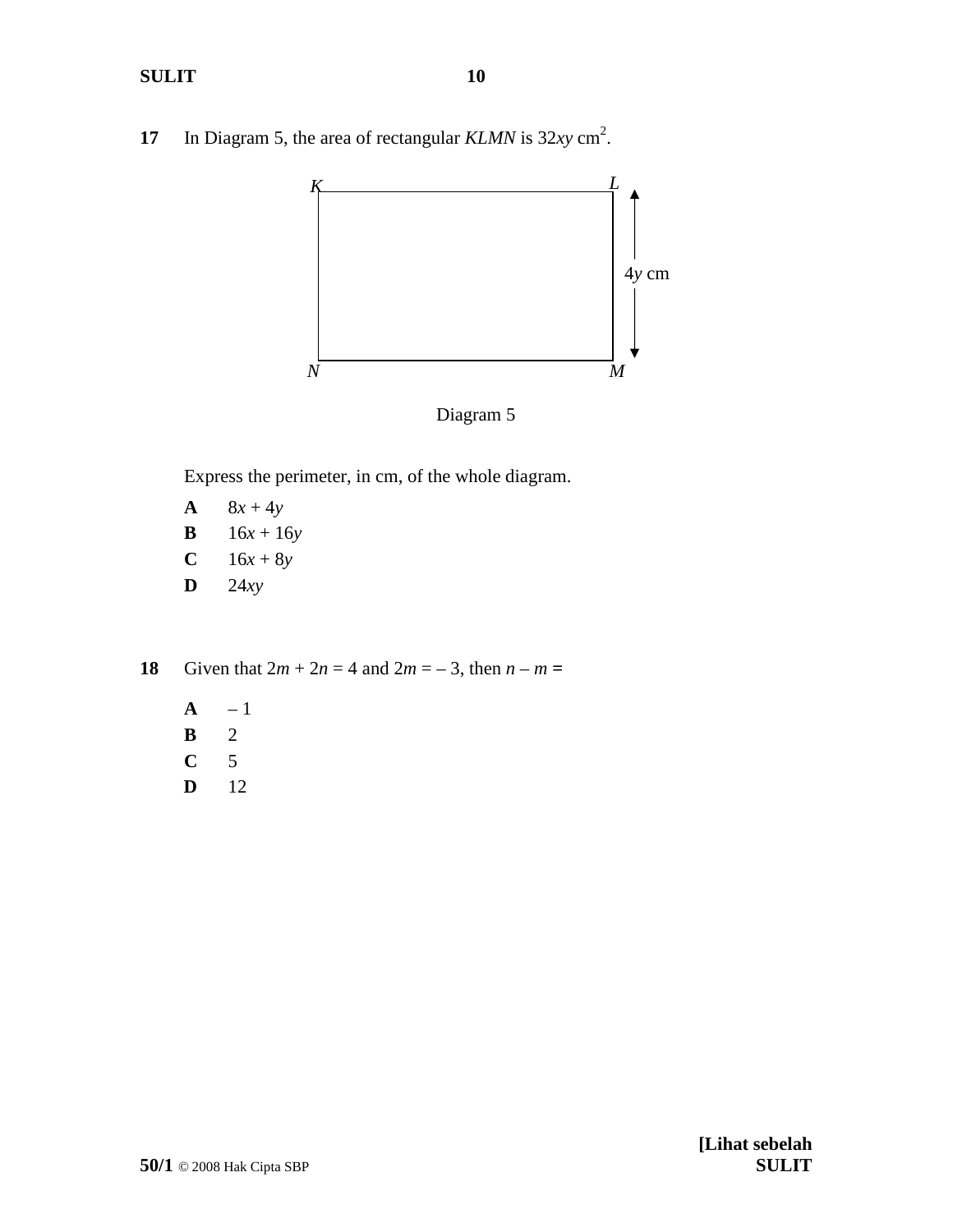**17** In Diagram 5, the area of rectangular *KLMN* is $32xy$ cm$^2$.

K L

$4y$ cm

N M

Diagram 5

Express the perimeter, in cm, of the whole diagram.

**A** $8x + 4y$

**B** $16x + 16y$

**C** $16x + 8y$

**D** $24xy$

**18** Given that $2m + 2n = 4$ and $2m = -3$, then $n - m =$

**A** $-1$

**B** $2$

**C** $5$

**D** $12$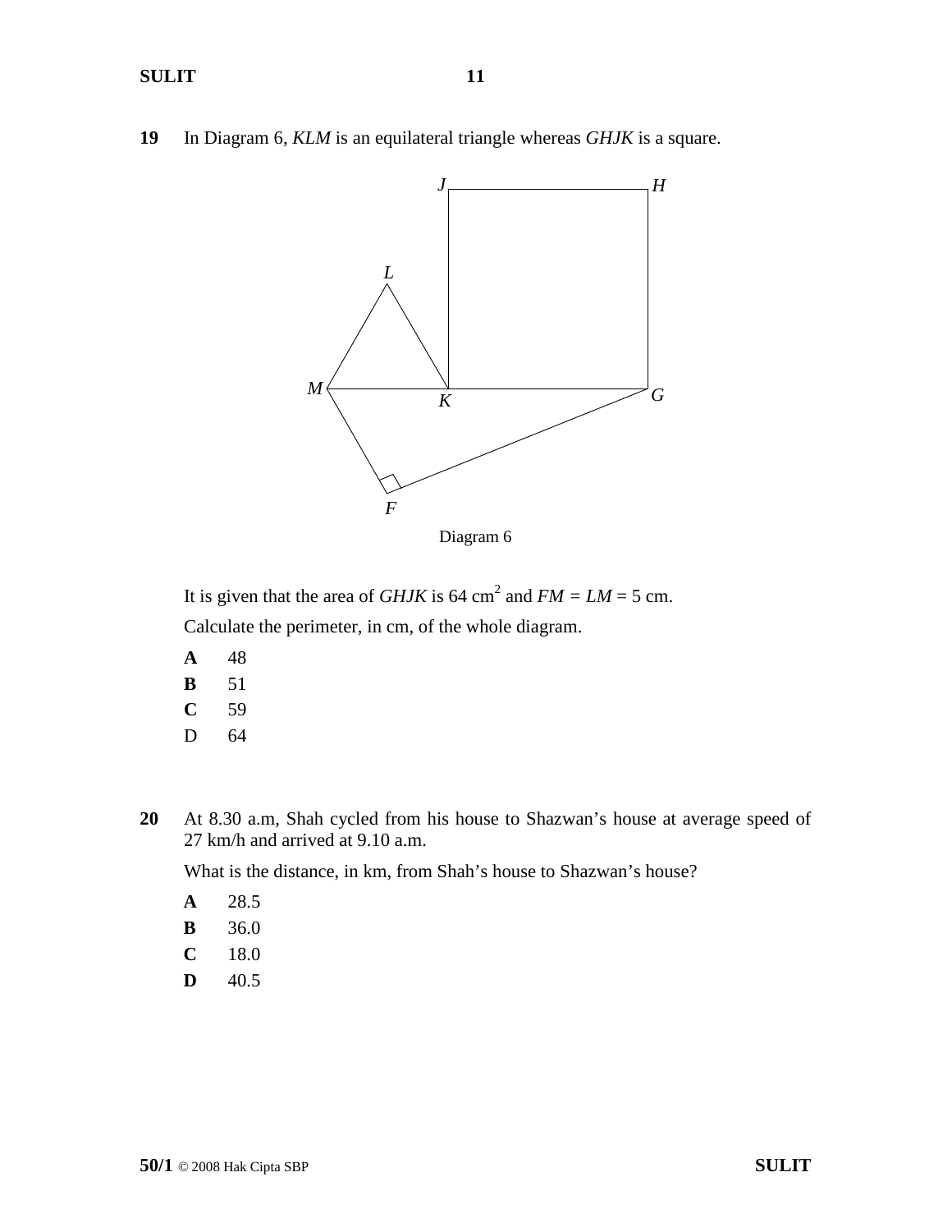**19** In Diagram 6, *KLM* is an equilateral triangle whereas *GHJK* is a square.

Diagram 6

It is given that the area of *GHJK* is 64 cm$^2$ and *FM* = *LM* = 5 cm.

Calculate the perimeter, in cm, of the whole diagram.

**A** 48

**B** 51

**C** 59

D 64

**20** At 8.30 a.m, Shah cycled from his house to Shazwan's house at average speed of 27 km/h and arrived at 9.10 a.m.

What is the distance, in km, from Shah's house to Shazwan's house?

**A** 28.5

**B** 36.0

**C** 18.0

**D** 40.5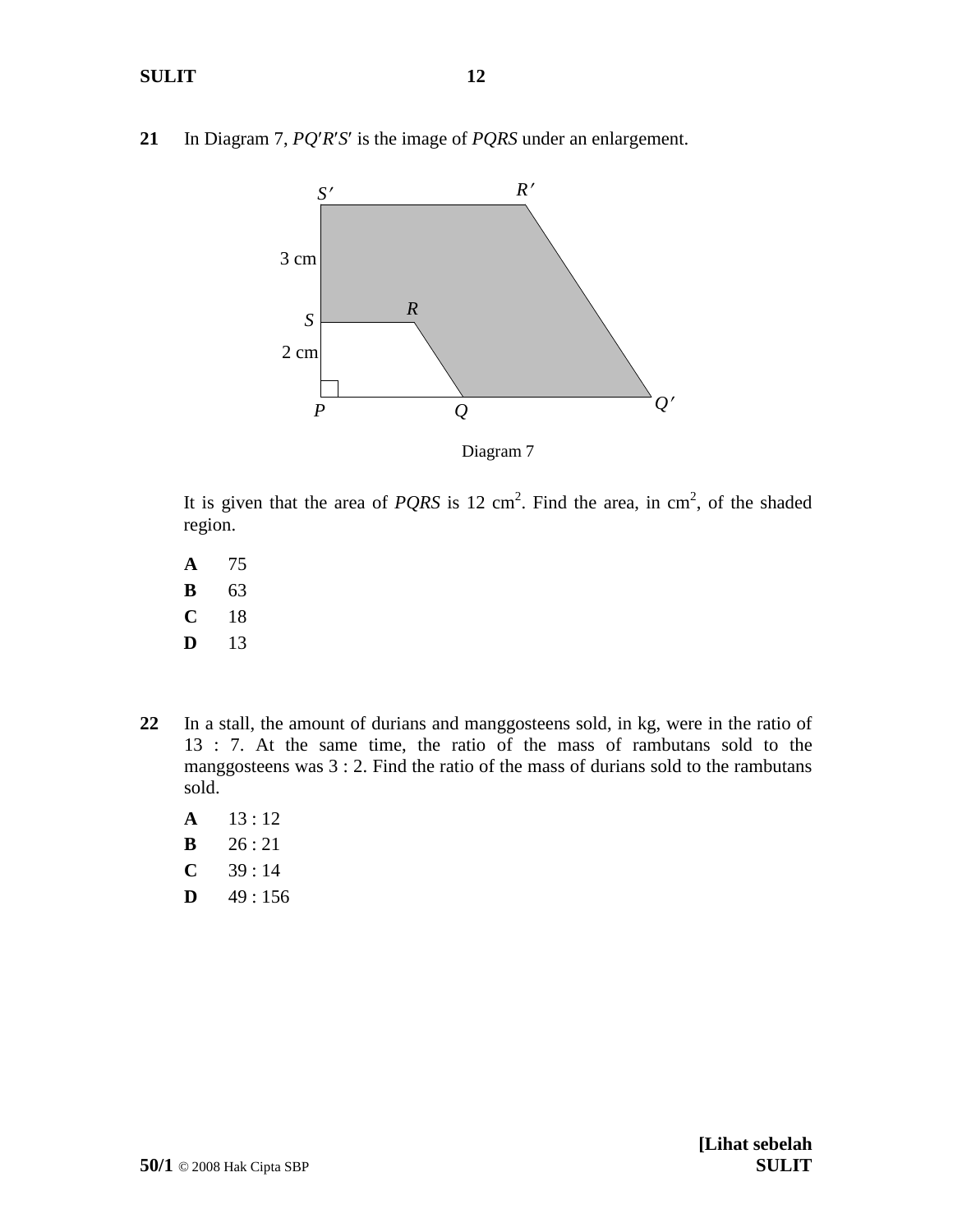**21** In Diagram 7, $PQ'R'S'$ is the image of $PQRS$ under an enlargement.

Diagram 7

It is given that the area of $PQRS$ is 12 cm$^2$. Find the area, in cm$^2$, of the shaded region.

**A** 75

**B** 63

**C** 18

**D** 13

**22** In a stall, the amount of durians and manggosteens sold, in kg, were in the ratio of 13 : 7. At the same time, the ratio of the mass of rambutans sold to the manggosteens was 3 : 2. Find the ratio of the mass of durians sold to the rambutans sold.

**A** 13 : 12

**B** 26 : 21

**C** 39 : 14

**D** 49 : 156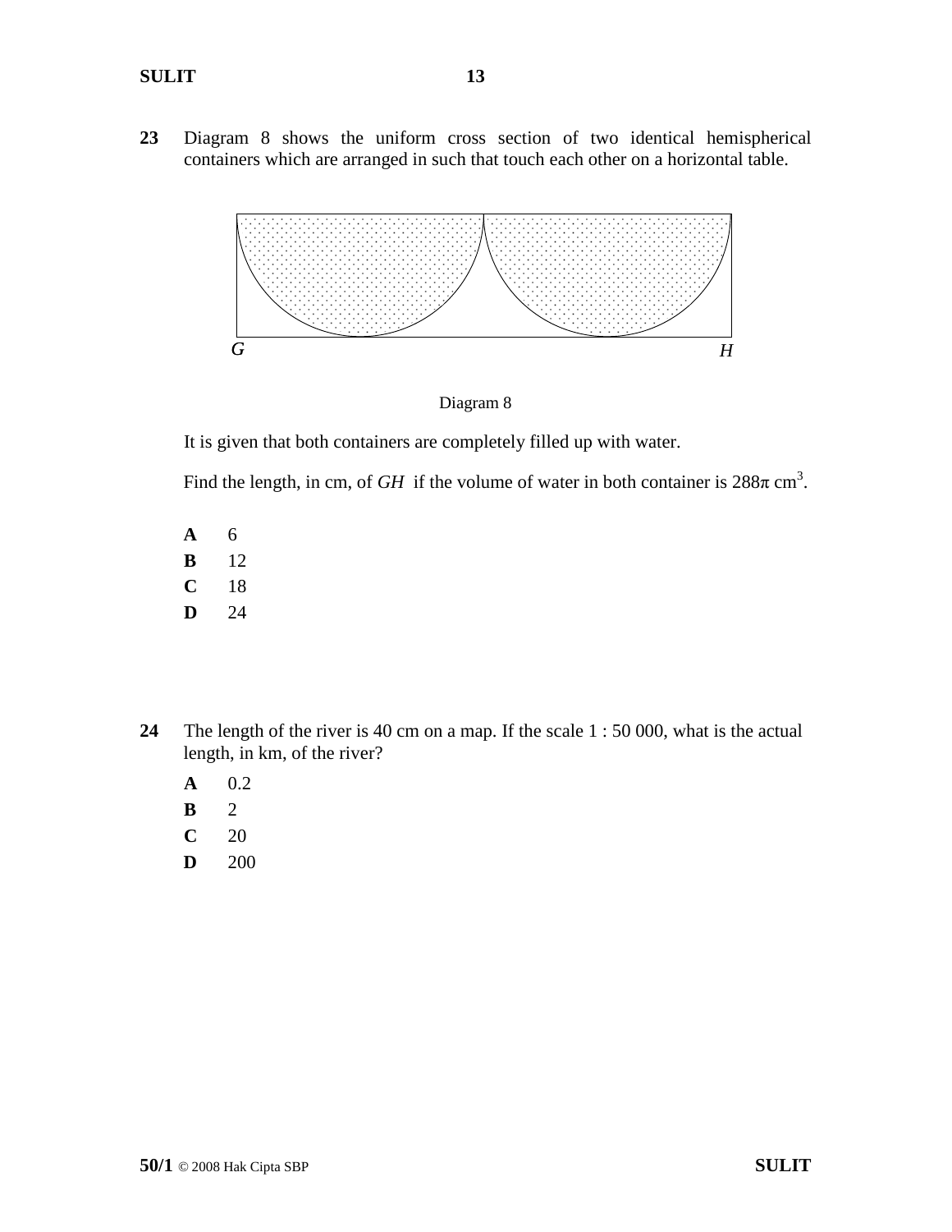**23** Diagram 8 shows the uniform cross section of two identical hemispherical containers which are arranged in such that touch each other on a horizontal table.

Diagram 8

It is given that both containers are completely filled up with water.

Find the length, in cm, of *GH* if the volume of water in both container is $288\pi$ cm$^3$.

**A** 6

**B** 12

**C** 18

**D** 24

**24** The length of the river is 40 cm on a map. If the scale 1 : 50 000, what is the actual length, in km, of the river?

**A** 0.2

**B** 2

**C** 20

**D** 200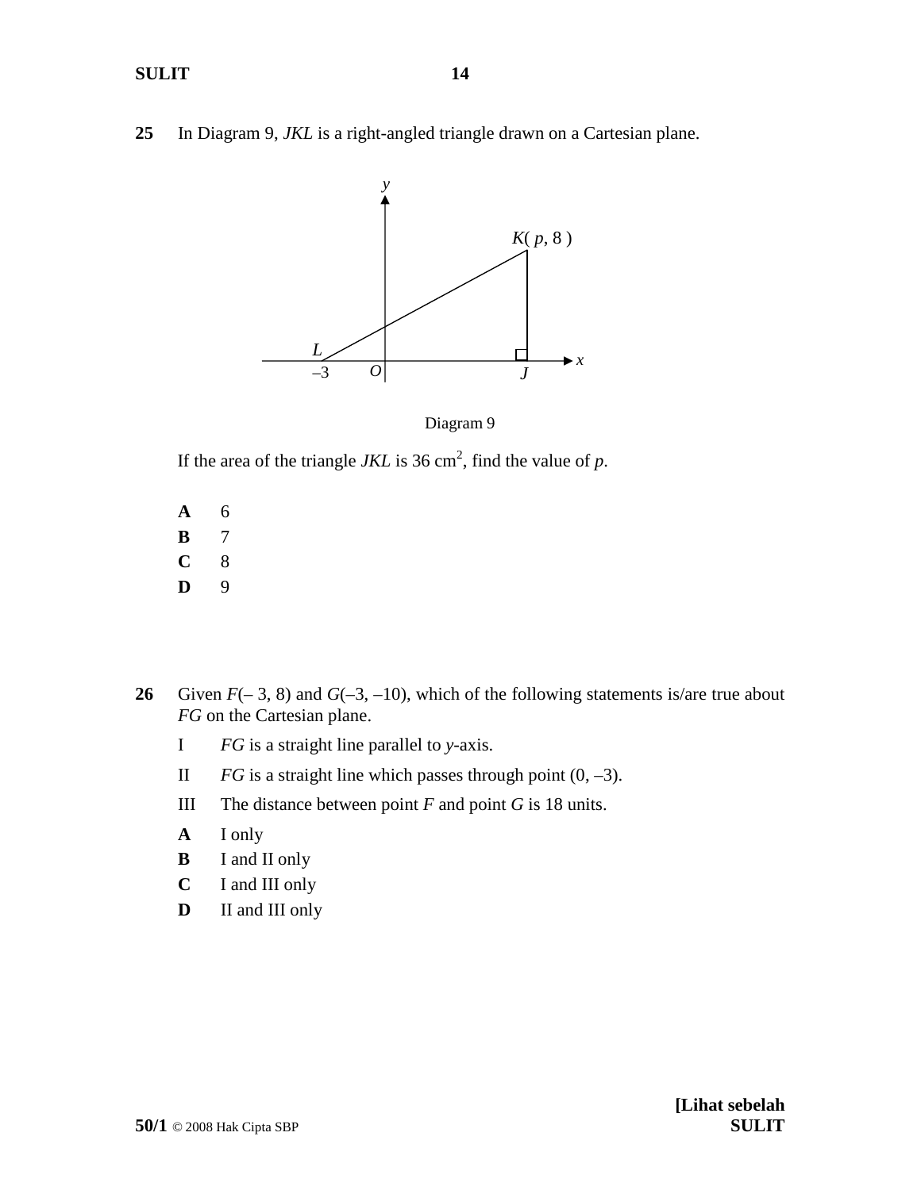**25** In Diagram 9, *JKL* is a right-angled triangle drawn on a Cartesian plane.

Diagram 9

If the area of the triangle *JKL* is 36 cm$^2$, find the value of $p$.

**A** 6

**B** 7

**C** 8

**D** 9

**26** Given $F(-3, 8)$ and $G(-3, -10)$, which of the following statements is/are true about *FG* on the Cartesian plane.

I *FG* is a straight line parallel to *y*-axis.

II *FG* is a straight line which passes through point $(0, -3)$.

III The distance between point *F* and point *G* is 18 units.

**A** I only

**B** I and II only

**C** I and III only

**D** II and III only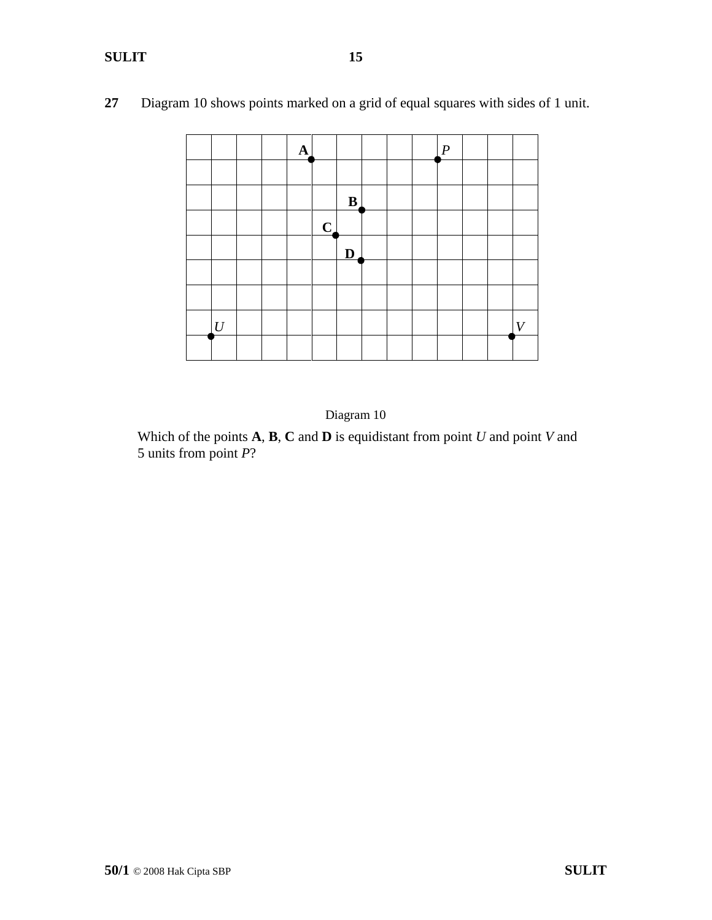**27** Diagram 10 shows points marked on a grid of equal squares with sides of 1 unit.

Diagram 10

Which of the points **A**, **B**, **C** and **D** is equidistant from point *U* and point *V* and 5 units from point *P*?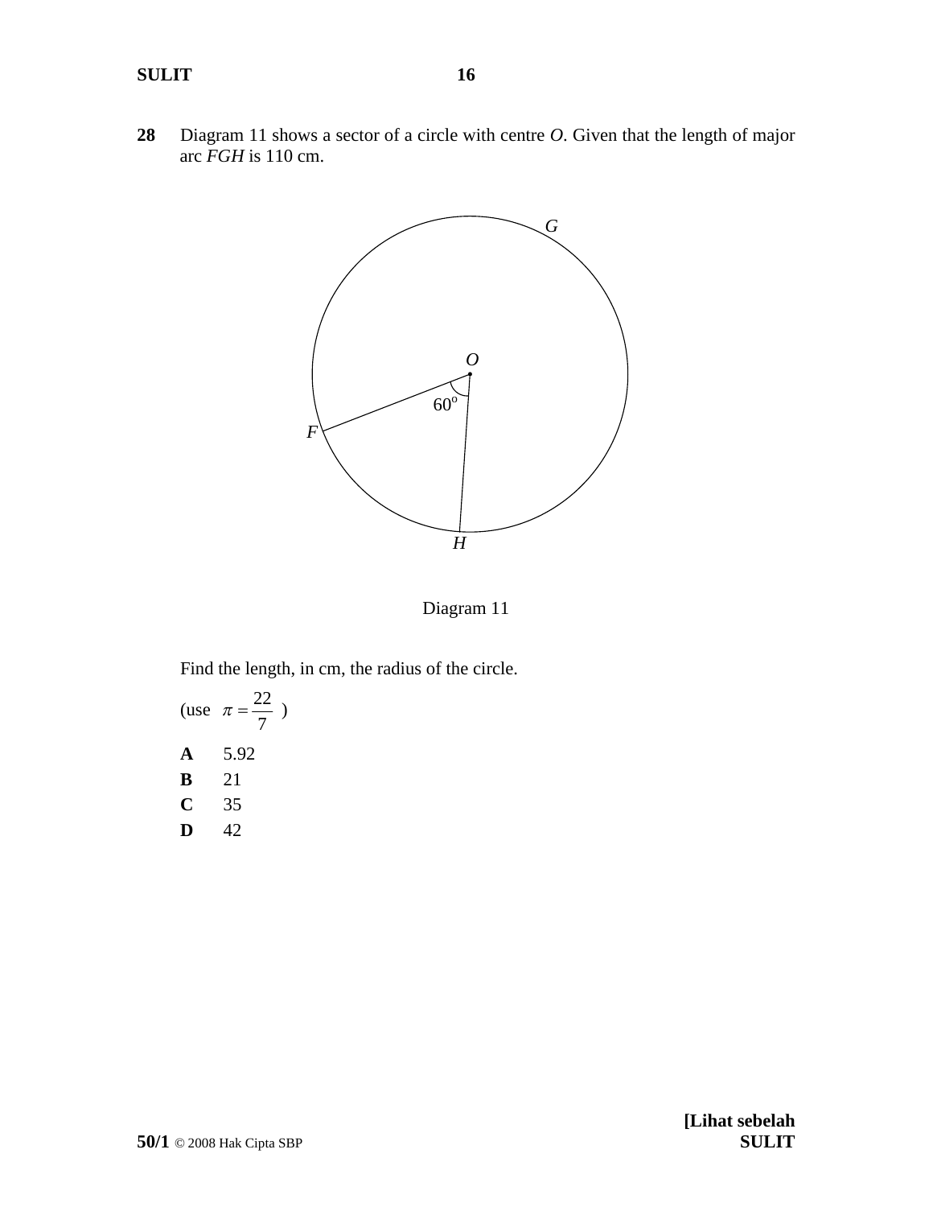**28** Diagram 11 shows a sector of a circle with centre $O$. Given that the length of major arc $FGH$ is 110 cm.

Diagram 11

Find the length, in cm, the radius of the circle.

(use $\pi = \frac{22}{7}$ )

**A** 5.92

**B** 21

**C** 35

**D** 42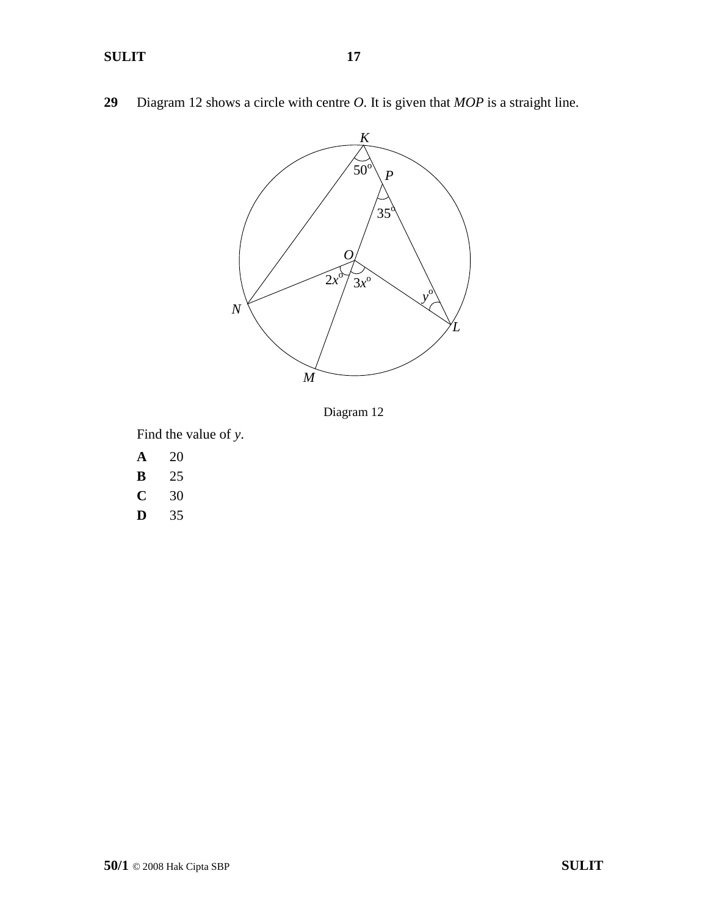**29** Diagram 12 shows a circle with centre *O*. It is given that *MOP* is a straight line.

Diagram 12

Find the value of $y$.

**A** 20

**B** 25

**C** 30

**D** 35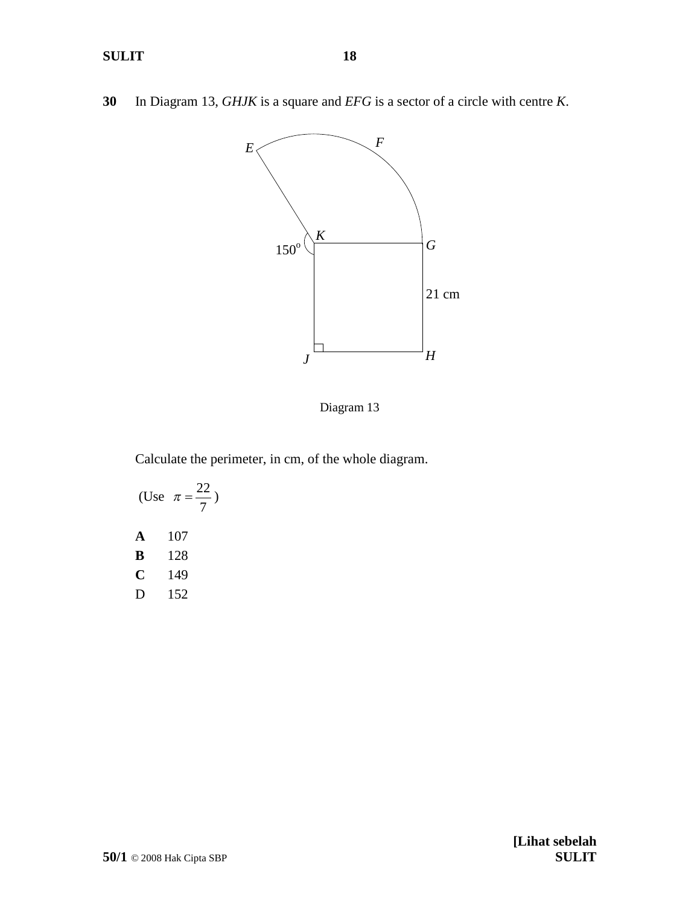**30** In Diagram 13, *GHJK* is a square and *EFG* is a sector of a circle with centre *K*.

Diagram 13

Calculate the perimeter, in cm, of the whole diagram.

(Use $\pi = \frac{22}{7}$)

**A** 107

**B** 128

**C** 149

D 152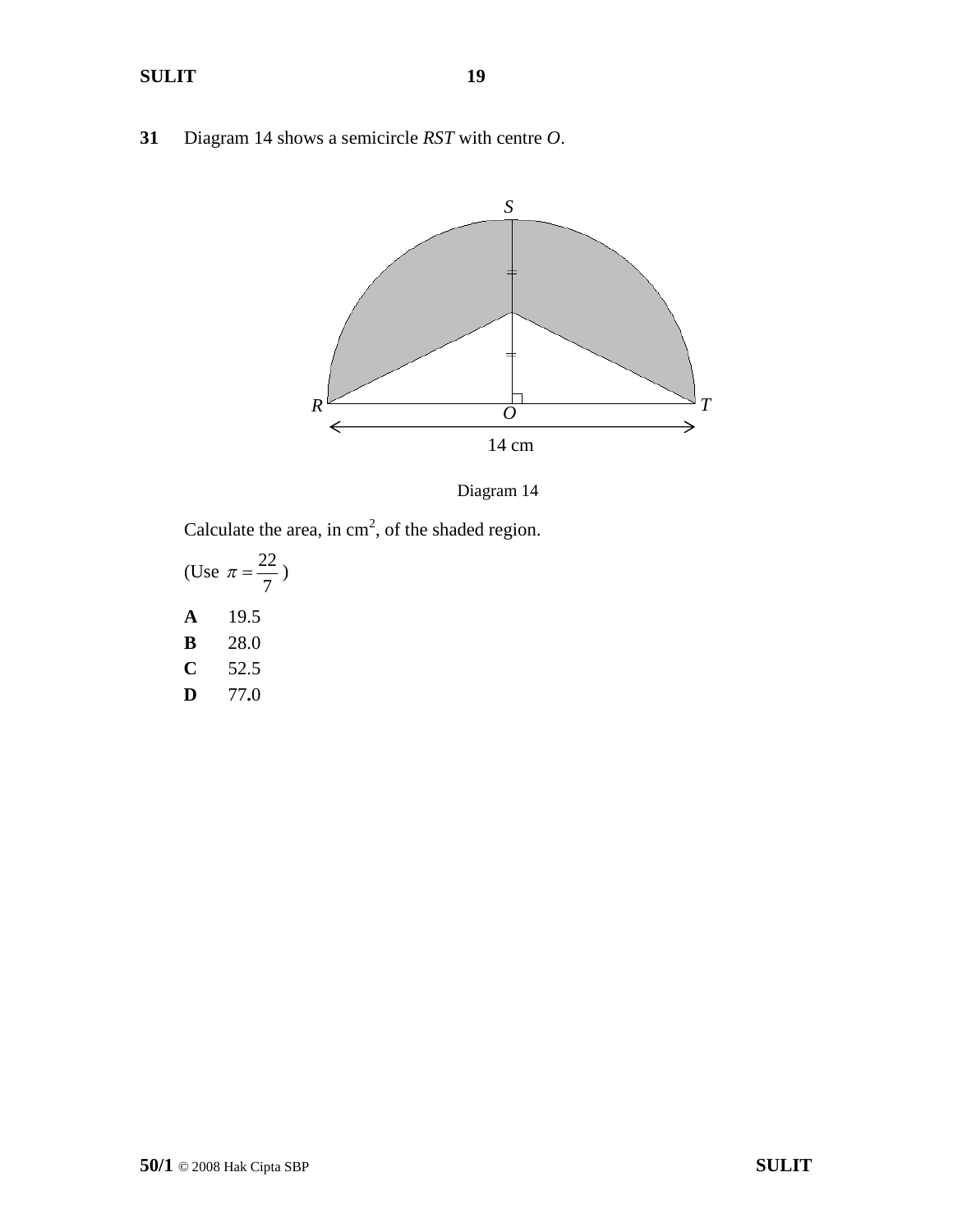**31** Diagram 14 shows a semicircle *RST* with centre *O*.

Diagram 14

Calculate the area, in $\text{cm}^2$, of the shaded region.

(Use $\pi = \frac{22}{7}$)

**A** 19.5

**B** 28.0

**C** 52.5

**D** 77.0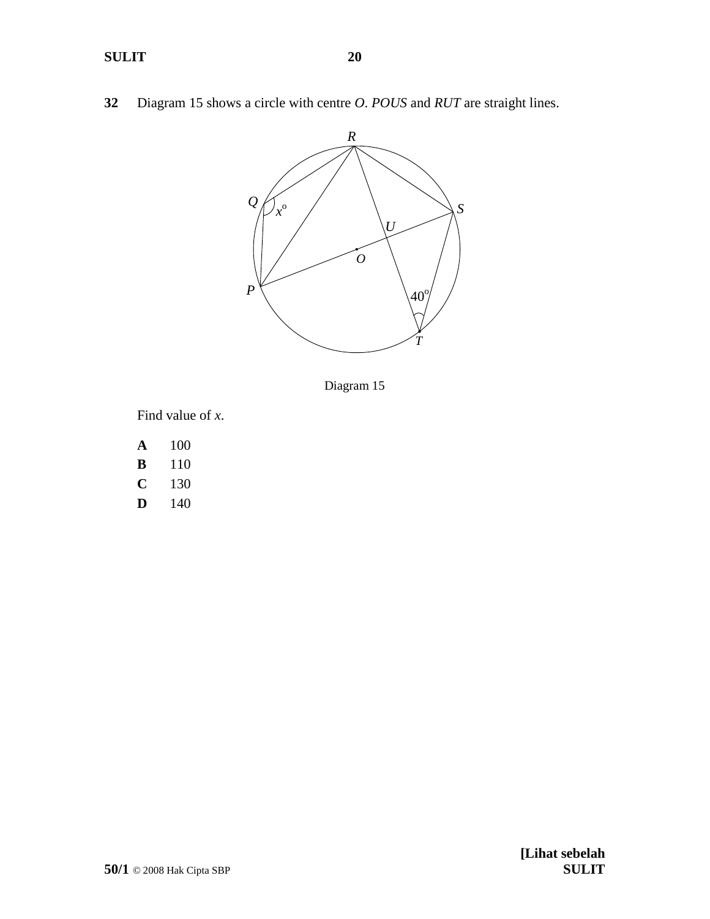**32** Diagram 15 shows a circle with centre *O*. *POUS* and *RUT* are straight lines.

Diagram 15

Find value of $x$.

**A** 100

**B** 110

**C** 130

**D** 140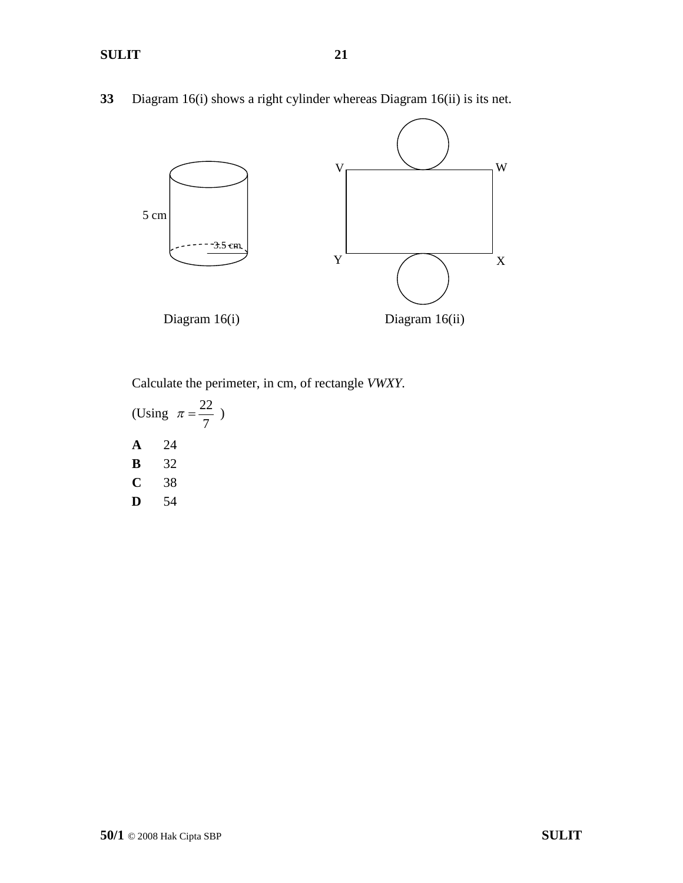**33** Diagram 16(i) shows a right cylinder whereas Diagram 16(ii) is its net.

5 cm

3.5 cm

V W

Y X

Diagram 16(i) Diagram 16(ii)

Calculate the perimeter, in cm, of rectangle *VWXY*.

(Using $\pi = \dfrac{22}{7}$ )

**A** 24

**B** 32

**C** 38

**D** 54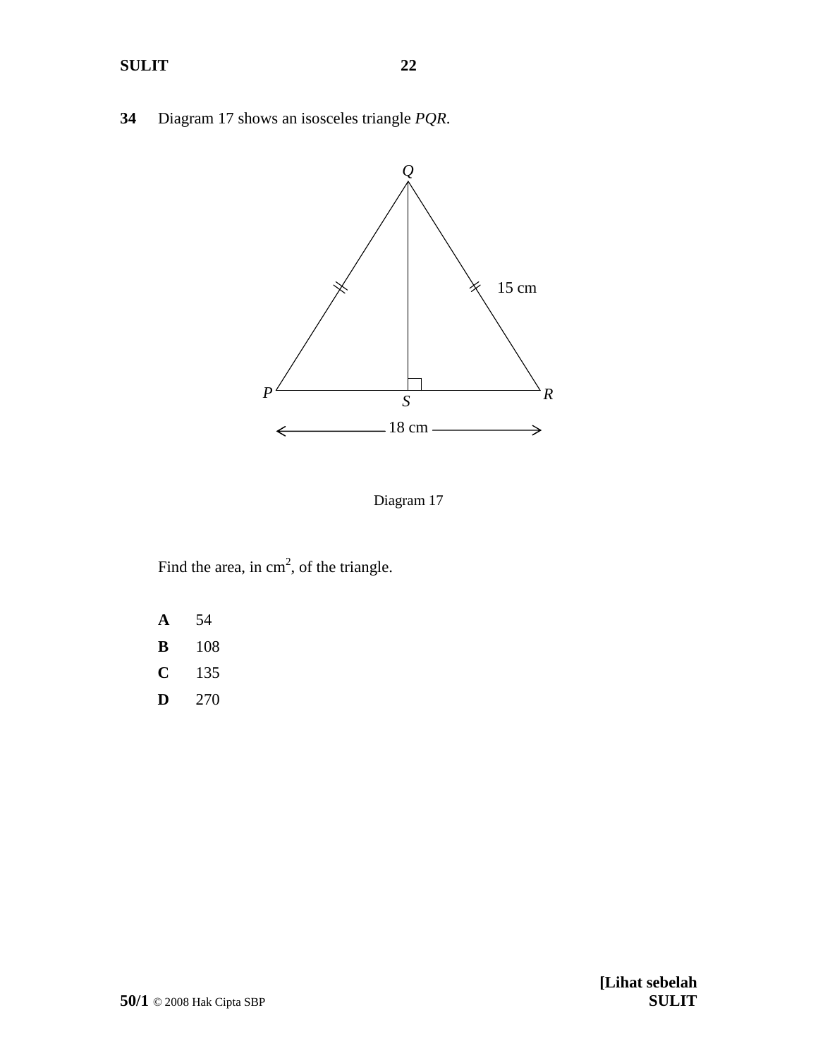**34** Diagram 17 shows an isosceles triangle *PQR*.

Diagram 17

Find the area, in $cm^2$, of the triangle.

**A** 54

**B** 108

**C** 135

**D** 270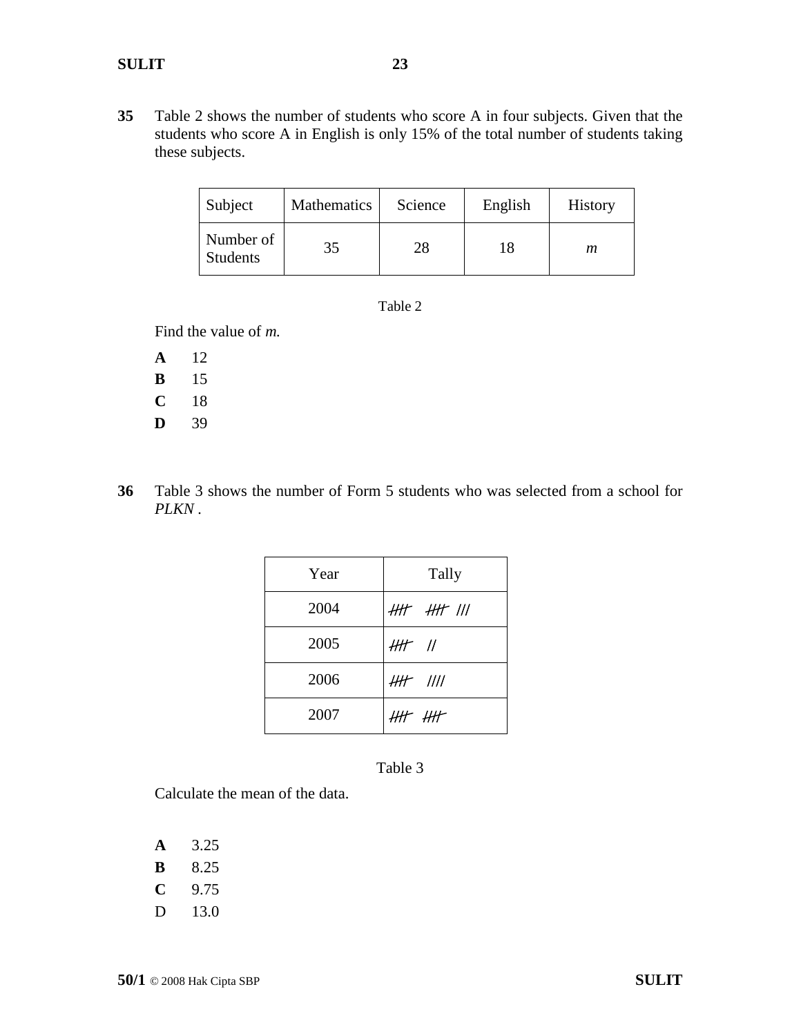**35** Table 2 shows the number of students who score A in four subjects. Given that the students who score A in English is only 15% of the total number of students taking these subjects.

| Subject | Mathematics | Science | English | History |
|---|---|---|---|---|
| Number of Students | 35 | 28 | 18 | $m$ |

Table 2

Find the value of $m$.

**A** 12

**B** 15

**C** 18

**D** 39

**36** Table 3 shows the number of Form 5 students who was selected from a school for *PLKN* .

| Year | Tally |
|---|---|
| 2004 | 𝍸 𝍸 /// |
| 2005 | 𝍸 // |
| 2006 | 𝍸 //// |
| 2007 | 𝍸 𝍸 |

Table 3

Calculate the mean of the data.

**A** 3.25

**B** 8.25

**C** 9.75

D 13.0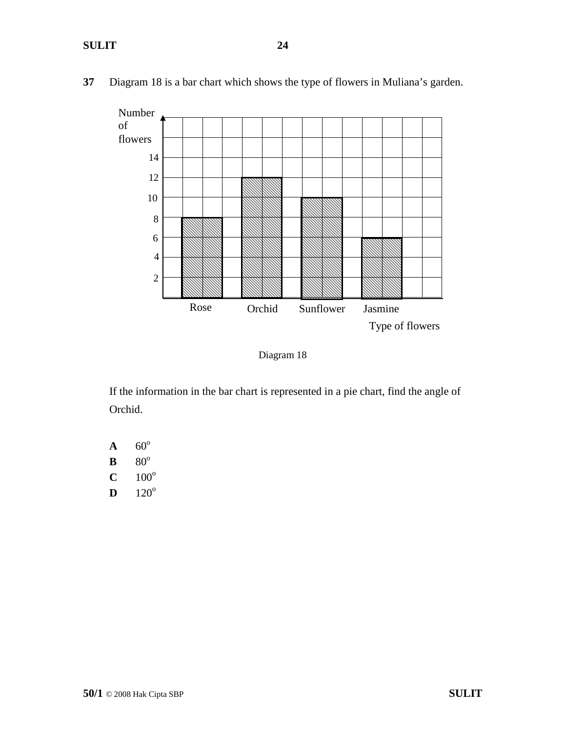**37** Diagram 18 is a bar chart which shows the type of flowers in Muliana's garden.

| Type of flowers | Number of flowers |
|---|---|
| Rose | 8 |
| Orchid | 12 |
| Sunflower | 10 |
| Jasmine | 6 |

Diagram 18

If the information in the bar chart is represented in a pie chart, find the angle of Orchid.

**A** $60^{o}$

**B** $80^{o}$

**C** $100^{o}$

**D** $120^{o}$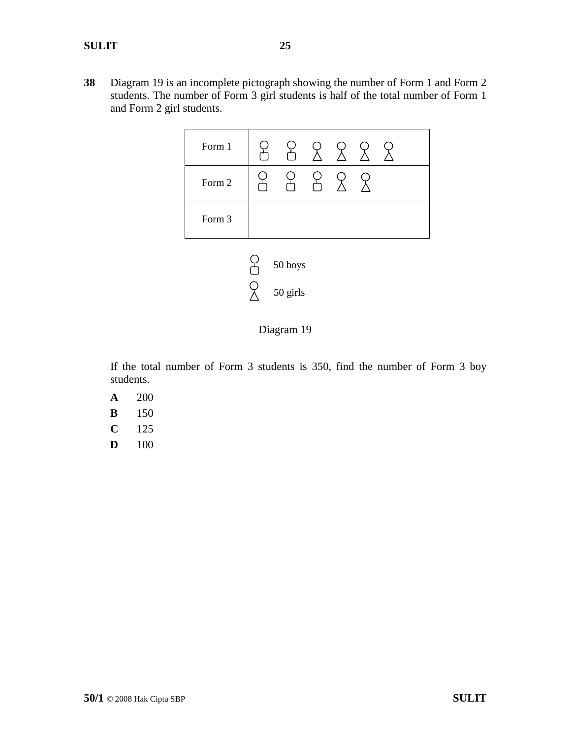**38** Diagram 19 is an incomplete pictograph showing the number of Form 1 and Form 2 students. The number of Form 3 girl students is half of the total number of Form 1 and Form 2 girl students.

| | |
|---|---|
| Form 1 | 2 boy symbols, 4 girl symbols |
| Form 2 | 3 boy symbols, 2 girl symbols |
| Form 3 | |

Boy symbol: 50 boys

Girl symbol: 50 girls

Diagram 19

If the total number of Form 3 students is 350, find the number of Form 3 boy students.

**A** 200

**B** 150

**C** 125

**D** 100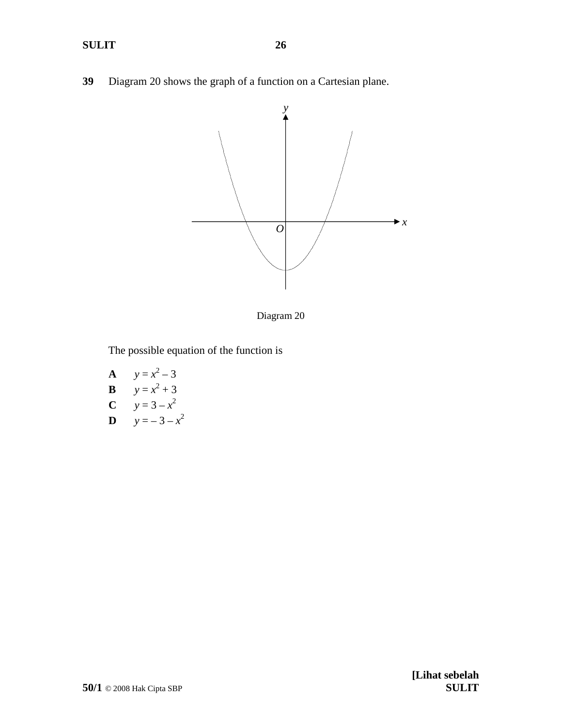**39** Diagram 20 shows the graph of a function on a Cartesian plane.

Diagram 20

The possible equation of the function is

**A** $y = x^2 - 3$

**B** $y = x^2 + 3$

**C** $y = 3 - x^2$

**D** $y = -3 - x^2$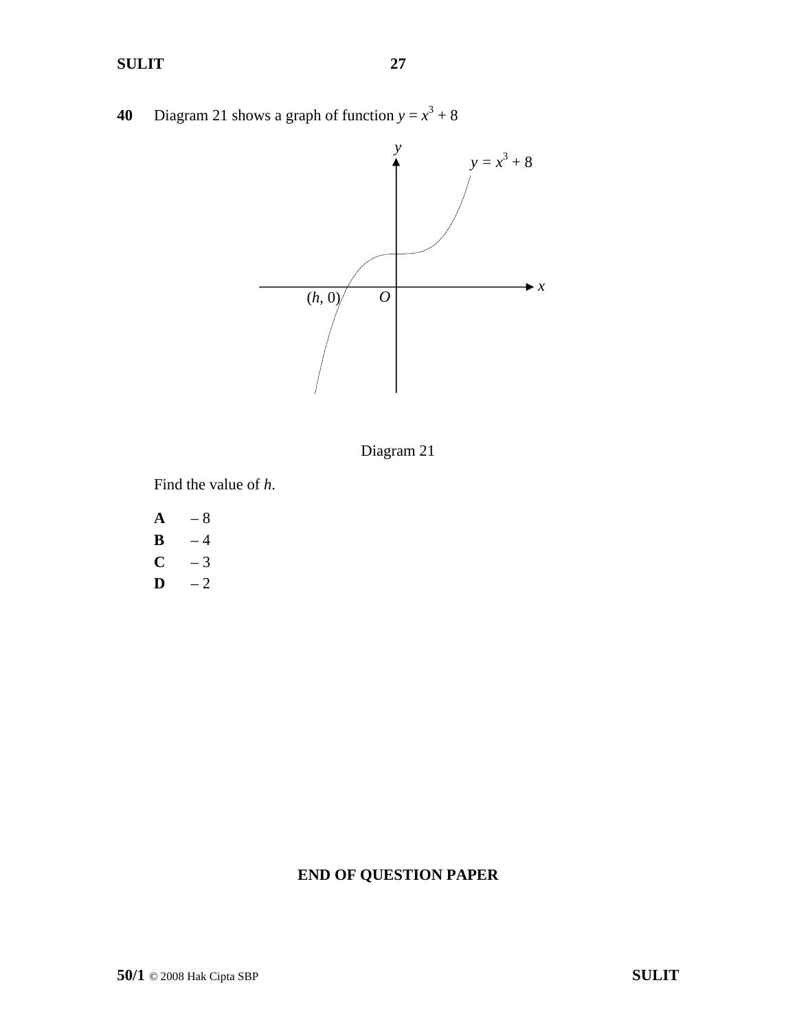**40** Diagram 21 shows a graph of function $y = x^3 + 8$

$y$

$y = x^3 + 8$

$x$

$(h, 0)$

$O$

Diagram 21

Find the value of $h$.

**A** $-8$

**B** $-4$

**C** $-3$

**D** $-2$

**END OF QUESTION PAPER**